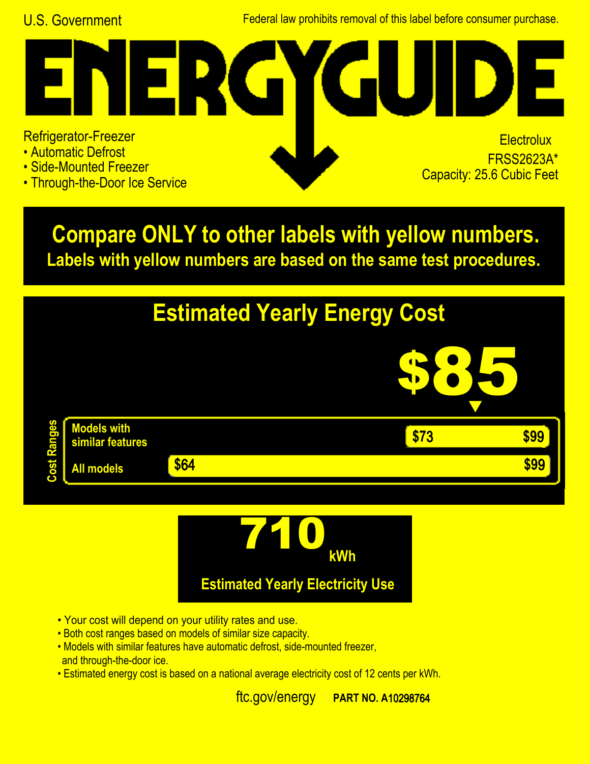U.S. Government

Federal law prohibits removal of this label before consumer purchase.

# ENERGYGUIDE

Refrigerator-Freezer
- Automatic Defrost
- Side-Mounted Freezer
- Through-the-Door Ice Service

Electrolux
FRSS2623A*
Capacity: 25.6 Cubic Feet

**Compare ONLY to other labels with yellow numbers.**
**Labels with yellow numbers are based on the same test procedures.**

## Estimated Yearly Energy Cost

# $85

| Cost Ranges | Low | High |
|---|---|---|
| Models with similar features | $73 | $99 |
| All models | $64 | $99 |

# 710 kWh

**Estimated Yearly Electricity Use**

- Your cost will depend on your utility rates and use.
- Both cost ranges based on models of similar size capacity.
- Models with similar features have automatic defrost, side-mounted freezer, and through-the-door ice.
- Estimated energy cost is based on a national average electricity cost of 12 cents per kWh.

ftc.gov/energy **PART NO. A10298764**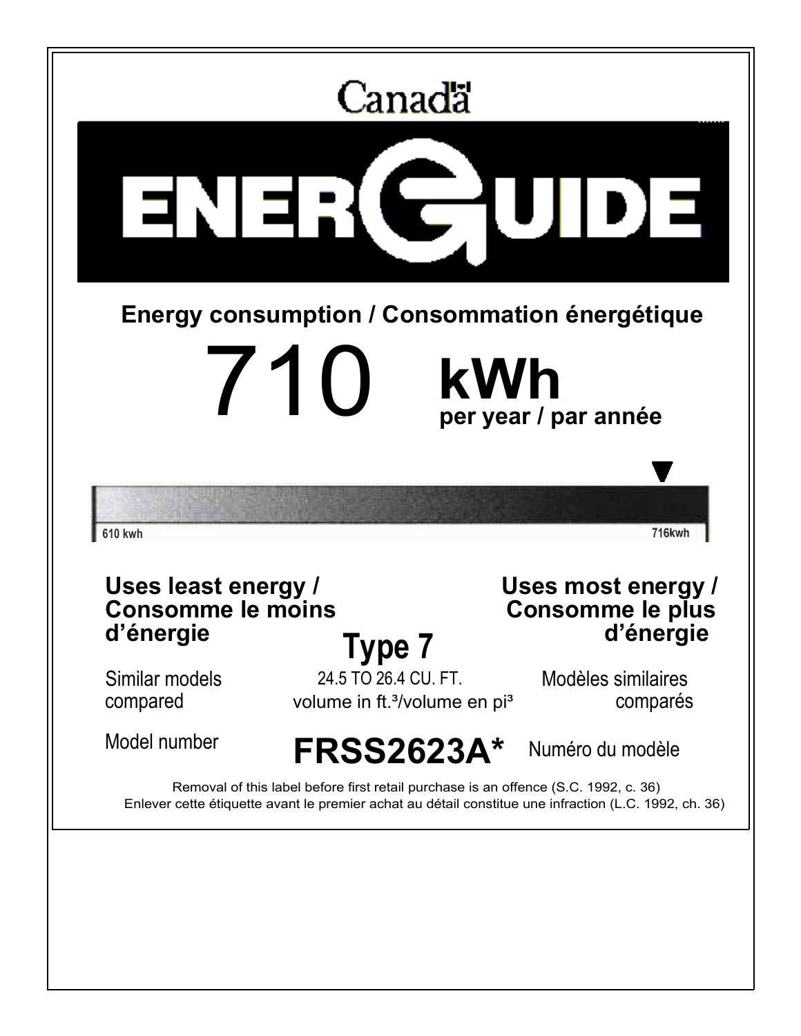Canada

# ENERGUIDE

**Energy consumption / Consommation énergétique**

# 710 **kWh**

**per year / par année**

610 kwh

716kwh

**Uses least energy / Consomme le moins d'énergie**

**Uses most energy / Consomme le plus d'énergie**

## Type 7

Similar models compared

24.5 TO 26.4 CU. FT.
volume in ft.³/volume en pi³

Modèles similaires comparés

Model number **FRSS2623A*** Numéro du modèle

Removal of this label before first retail purchase is an offence (S.C. 1992, c. 36)
Enlever cette étiquette avant le premier achat au détail constitue une infraction (L.C. 1992, ch. 36)